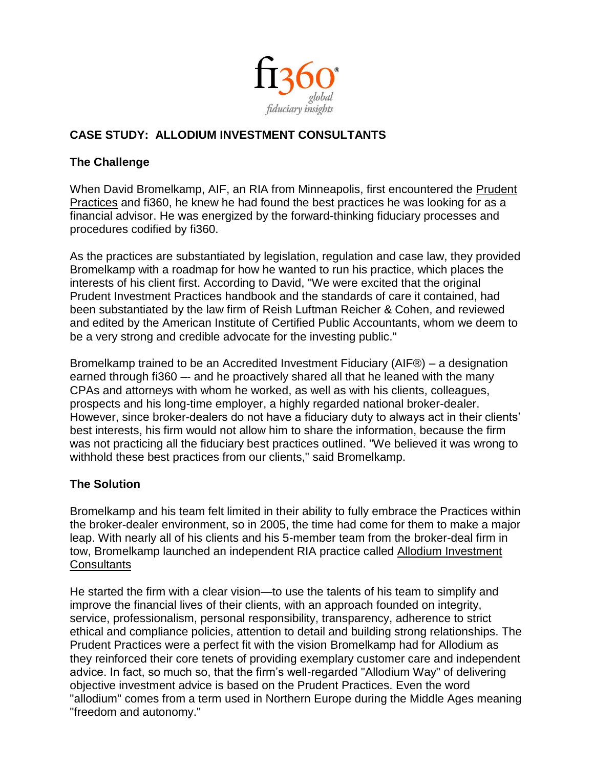fi360® global fiduciary insights

## CASE STUDY: ALLODIUM INVESTMENT CONSULTANTS

### The Challenge

When David Bromelkamp, AIF, an RIA from Minneapolis, first encountered the Prudent Practices and fi360, he knew he had found the best practices he was looking for as a financial advisor. He was energized by the forward-thinking fiduciary processes and procedures codified by fi360.

As the practices are substantiated by legislation, regulation and case law, they provided Bromelkamp with a roadmap for how he wanted to run his practice, which places the interests of his client first. According to David, "We were excited that the original Prudent Investment Practices handbook and the standards of care it contained, had been substantiated by the law firm of Reish Luftman Reicher & Cohen, and reviewed and edited by the American Institute of Certified Public Accountants, whom we deem to be a very strong and credible advocate for the investing public."

Bromelkamp trained to be an Accredited Investment Fiduciary (AIF®) – a designation earned through fi360 –- and he proactively shared all that he leaned with the many CPAs and attorneys with whom he worked, as well as with his clients, colleagues, prospects and his long-time employer, a highly regarded national broker-dealer. However, since broker-dealers do not have a fiduciary duty to always act in their clients' best interests, his firm would not allow him to share the information, because the firm was not practicing all the fiduciary best practices outlined. "We believed it was wrong to withhold these best practices from our clients," said Bromelkamp.

### The Solution

Bromelkamp and his team felt limited in their ability to fully embrace the Practices within the broker-dealer environment, so in 2005, the time had come for them to make a major leap. With nearly all of his clients and his 5-member team from the broker-deal firm in tow, Bromelkamp launched an independent RIA practice called Allodium Investment Consultants

He started the firm with a clear vision—to use the talents of his team to simplify and improve the financial lives of their clients, with an approach founded on integrity, service, professionalism, personal responsibility, transparency, adherence to strict ethical and compliance policies, attention to detail and building strong relationships. The Prudent Practices were a perfect fit with the vision Bromelkamp had for Allodium as they reinforced their core tenets of providing exemplary customer care and independent advice. In fact, so much so, that the firm's well-regarded "Allodium Way" of delivering objective investment advice is based on the Prudent Practices. Even the word "allodium" comes from a term used in Northern Europe during the Middle Ages meaning "freedom and autonomy."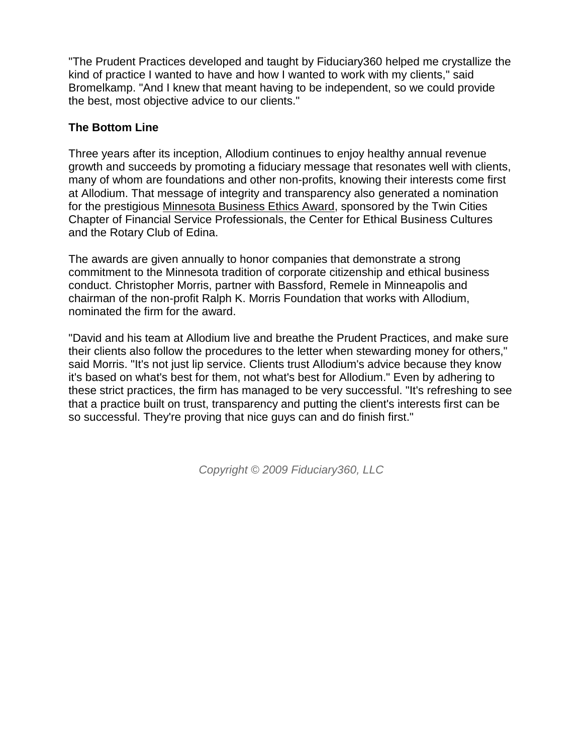"The Prudent Practices developed and taught by Fiduciary360 helped me crystallize the kind of practice I wanted to have and how I wanted to work with my clients," said Bromelkamp. "And I knew that meant having to be independent, so we could provide the best, most objective advice to our clients."

**The Bottom Line**

Three years after its inception, Allodium continues to enjoy healthy annual revenue growth and succeeds by promoting a fiduciary message that resonates well with clients, many of whom are foundations and other non-profits, knowing their interests come first at Allodium. That message of integrity and transparency also generated a nomination for the prestigious Minnesota Business Ethics Award, sponsored by the Twin Cities Chapter of Financial Service Professionals, the Center for Ethical Business Cultures and the Rotary Club of Edina.

The awards are given annually to honor companies that demonstrate a strong commitment to the Minnesota tradition of corporate citizenship and ethical business conduct. Christopher Morris, partner with Bassford, Remele in Minneapolis and chairman of the non-profit Ralph K. Morris Foundation that works with Allodium, nominated the firm for the award.

"David and his team at Allodium live and breathe the Prudent Practices, and make sure their clients also follow the procedures to the letter when stewarding money for others," said Morris. "It's not just lip service. Clients trust Allodium's advice because they know it's based on what's best for them, not what's best for Allodium." Even by adhering to these strict practices, the firm has managed to be very successful. "It's refreshing to see that a practice built on trust, transparency and putting the client's interests first can be so successful. They're proving that nice guys can and do finish first."

*Copyright © 2009 Fiduciary360, LLC*